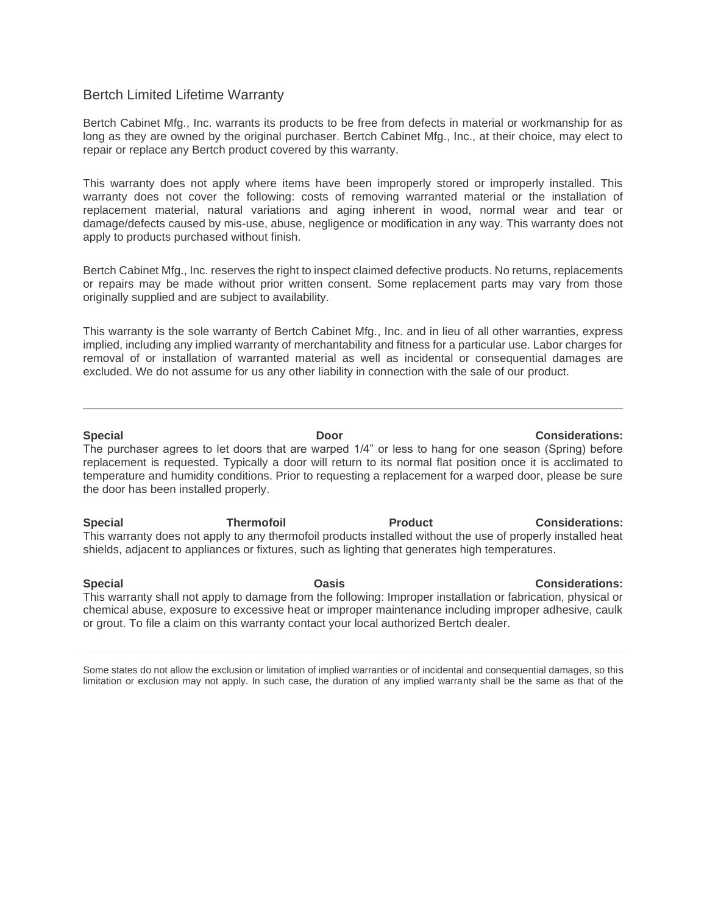## Bertch Limited Lifetime Warranty

Bertch Cabinet Mfg., Inc. warrants its products to be free from defects in material or workmanship for as long as they are owned by the original purchaser. Bertch Cabinet Mfg., Inc., at their choice, may elect to repair or replace any Bertch product covered by this warranty.

This warranty does not apply where items have been improperly stored or improperly installed. This warranty does not cover the following: costs of removing warranted material or the installation of replacement material, natural variations and aging inherent in wood, normal wear and tear or damage/defects caused by mis-use, abuse, negligence or modification in any way. This warranty does not apply to products purchased without finish.

Bertch Cabinet Mfg., Inc. reserves the right to inspect claimed defective products. No returns, replacements or repairs may be made without prior written consent. Some replacement parts may vary from those originally supplied and are subject to availability.

This warranty is the sole warranty of Bertch Cabinet Mfg., Inc. and in lieu of all other warranties, express implied, including any implied warranty of merchantability and fitness for a particular use. Labor charges for removal of or installation of warranted material as well as incidental or consequential damages are excluded. We do not assume for us any other liability in connection with the sale of our product.

---

**Special Door Considerations:**
The purchaser agrees to let doors that are warped 1/4" or less to hang for one season (Spring) before replacement is requested. Typically a door will return to its normal flat position once it is acclimated to temperature and humidity conditions. Prior to requesting a replacement for a warped door, please be sure the door has been installed properly.

**Special Thermofoil Product Considerations:**
This warranty does not apply to any thermofoil products installed without the use of properly installed heat shields, adjacent to appliances or fixtures, such as lighting that generates high temperatures.

**Special Oasis Considerations:**
This warranty shall not apply to damage from the following: Improper installation or fabrication, physical or chemical abuse, exposure to excessive heat or improper maintenance including improper adhesive, caulk or grout. To file a claim on this warranty contact your local authorized Bertch dealer.

---

Some states do not allow the exclusion or limitation of implied warranties or of incidental and consequential damages, so this limitation or exclusion may not apply. In such case, the duration of any implied warranty shall be the same as that of the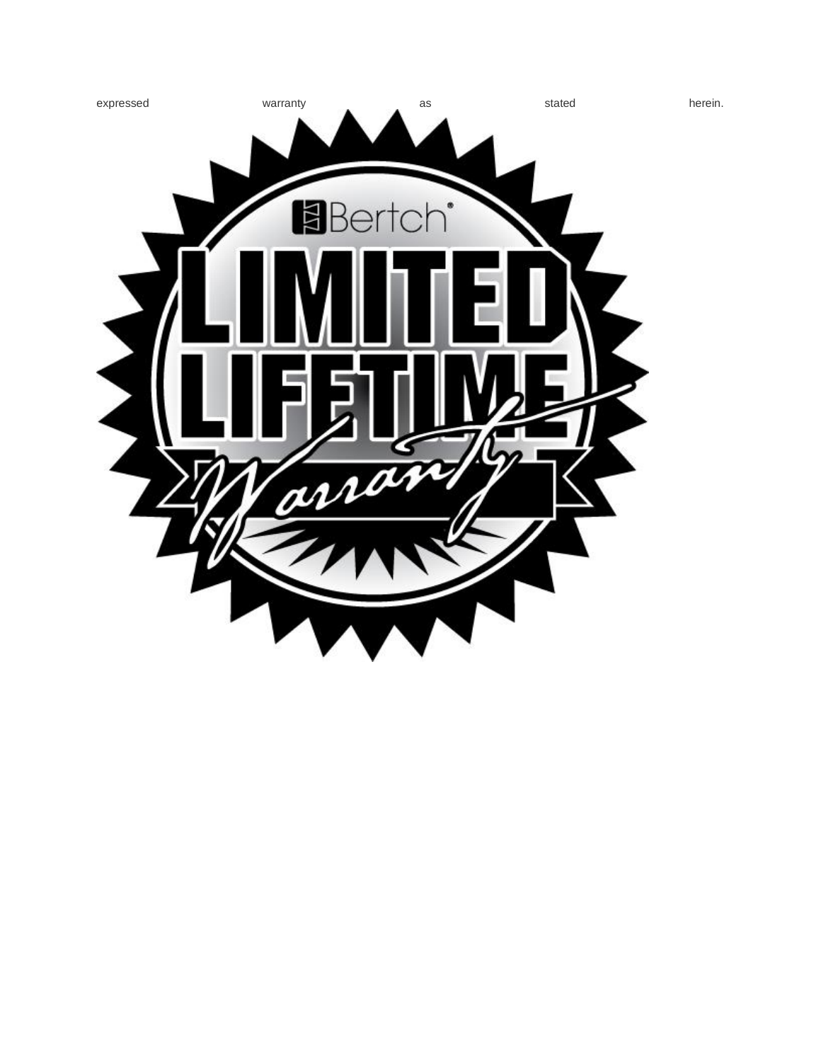expressed warranty as stated herein.

Bertch®

LIMITED LIFETIME

Warranty